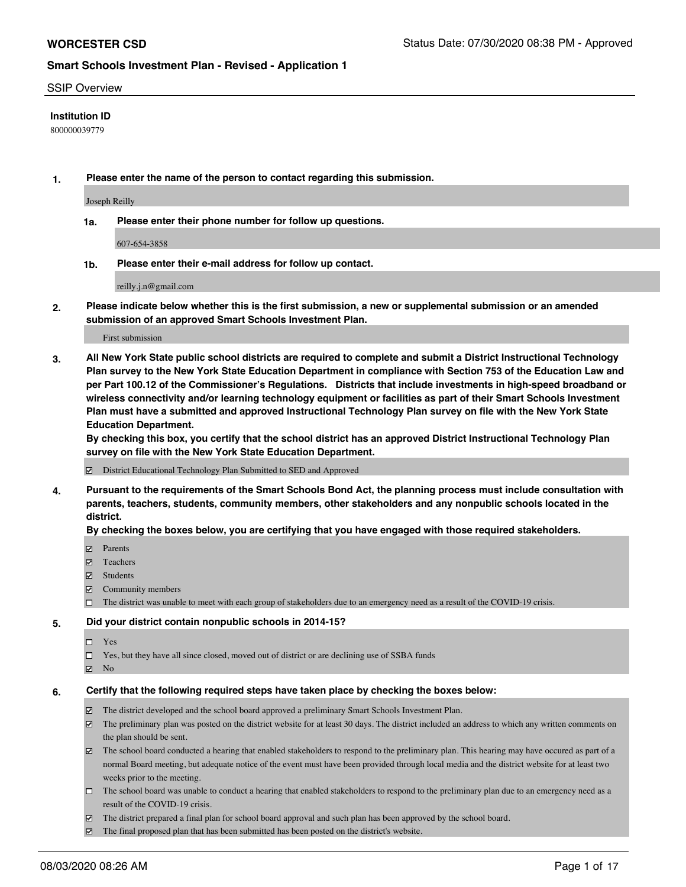**WORCESTER CSD** Status Date: 07/30/2020 08:38 PM - Approved

**Smart Schools Investment Plan - Revised - Application 1**

SSIP Overview

**Institution ID**

800000039779

**1. Please enter the name of the person to contact regarding this submission.**

Joseph Reilly

**1a. Please enter their phone number for follow up questions.**

607-654-3858

**1b. Please enter their e-mail address for follow up contact.**

reilly.j.n@gmail.com

**2. Please indicate below whether this is the first submission, a new or supplemental submission or an amended submission of an approved Smart Schools Investment Plan.**

First submission

**3. All New York State public school districts are required to complete and submit a District Instructional Technology Plan survey to the New York State Education Department in compliance with Section 753 of the Education Law and per Part 100.12 of the Commissioner's Regulations. Districts that include investments in high-speed broadband or wireless connectivity and/or learning technology equipment or facilities as part of their Smart Schools Investment Plan must have a submitted and approved Instructional Technology Plan survey on file with the New York State Education Department.**

**By checking this box, you certify that the school district has an approved District Instructional Technology Plan survey on file with the New York State Education Department.**

- ☑ District Educational Technology Plan Submitted to SED and Approved

**4. Pursuant to the requirements of the Smart Schools Bond Act, the planning process must include consultation with parents, teachers, students, community members, other stakeholders and any nonpublic schools located in the district.**

**By checking the boxes below, you are certifying that you have engaged with those required stakeholders.**

- ☑ Parents
- ☑ Teachers
- ☑ Students
- ☑ Community members
- ☐ The district was unable to meet with each group of stakeholders due to an emergency need as a result of the COVID-19 crisis.

**5. Did your district contain nonpublic schools in 2014-15?**

- ☐ Yes
- ☐ Yes, but they have all since closed, moved out of district or are declining use of SSBA funds
- ☑ No

**6. Certify that the following required steps have taken place by checking the boxes below:**

- ☑ The district developed and the school board approved a preliminary Smart Schools Investment Plan.
- ☑ The preliminary plan was posted on the district website for at least 30 days. The district included an address to which any written comments on the plan should be sent.
- ☑ The school board conducted a hearing that enabled stakeholders to respond to the preliminary plan. This hearing may have occured as part of a normal Board meeting, but adequate notice of the event must have been provided through local media and the district website for at least two weeks prior to the meeting.
- ☐ The school board was unable to conduct a hearing that enabled stakeholders to respond to the preliminary plan due to an emergency need as a result of the COVID-19 crisis.
- ☑ The district prepared a final plan for school board approval and such plan has been approved by the school board.
- ☑ The final proposed plan that has been submitted has been posted on the district's website.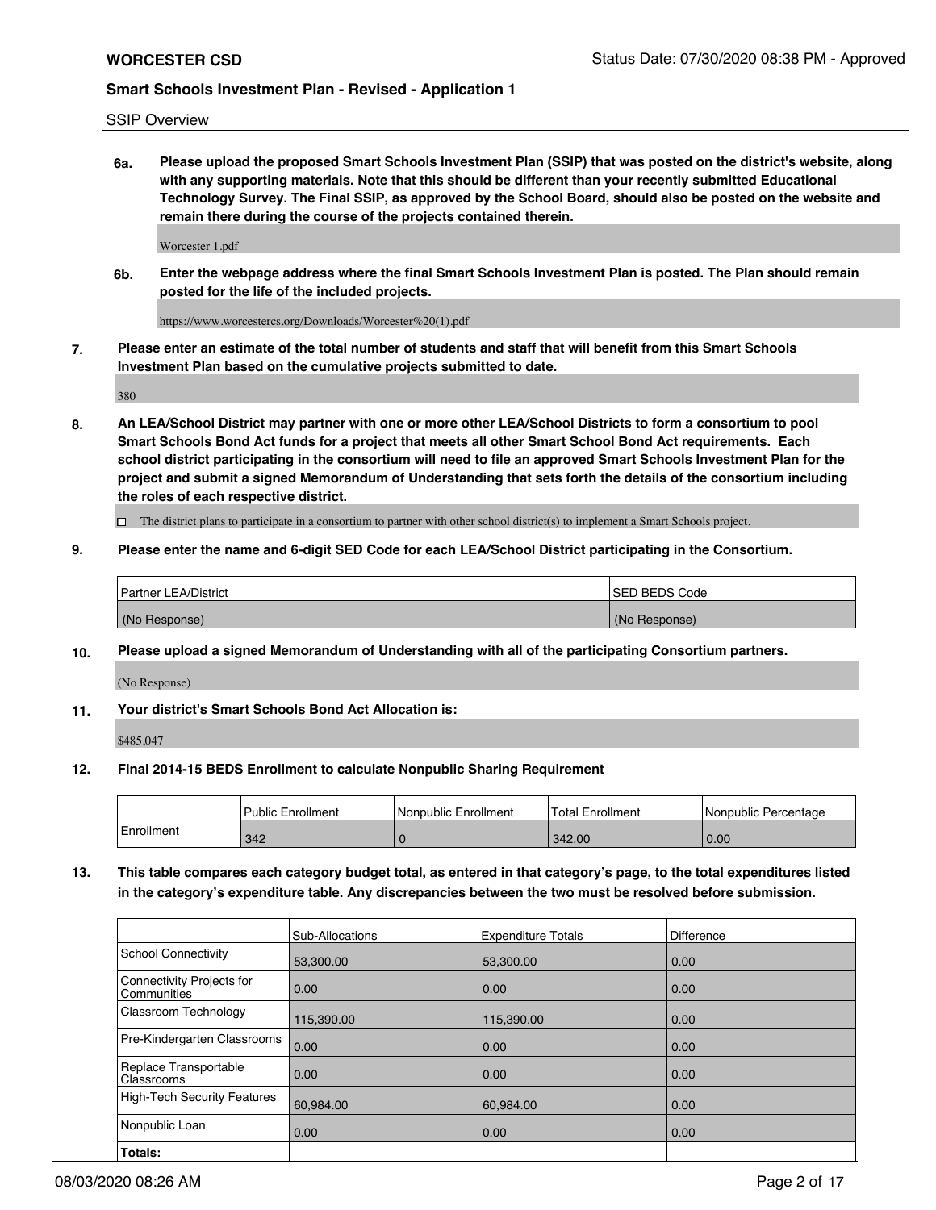SSIP Overview

**6a. Please upload the proposed Smart Schools Investment Plan (SSIP) that was posted on the district's website, along with any supporting materials. Note that this should be different than your recently submitted Educational Technology Survey. The Final SSIP, as approved by the School Board, should also be posted on the website and remain there during the course of the projects contained therein.**

Worcester 1.pdf

**6b. Enter the webpage address where the final Smart Schools Investment Plan is posted. The Plan should remain posted for the life of the included projects.**

https://www.worcestercs.org/Downloads/Worcester%20(1).pdf

**7. Please enter an estimate of the total number of students and staff that will benefit from this Smart Schools Investment Plan based on the cumulative projects submitted to date.**

380

**8. An LEA/School District may partner with one or more other LEA/School Districts to form a consortium to pool Smart Schools Bond Act funds for a project that meets all other Smart School Bond Act requirements. Each school district participating in the consortium will need to file an approved Smart Schools Investment Plan for the project and submit a signed Memorandum of Understanding that sets forth the details of the consortium including the roles of each respective district.**

☐ The district plans to participate in a consortium to partner with other school district(s) to implement a Smart Schools project.

**9. Please enter the name and 6-digit SED Code for each LEA/School District participating in the Consortium.**

| Partner LEA/District | SED BEDS Code |
|---|---|
| (No Response) | (No Response) |

**10. Please upload a signed Memorandum of Understanding with all of the participating Consortium partners.**

(No Response)

**11. Your district's Smart Schools Bond Act Allocation is:**

$485,047

**12. Final 2014-15 BEDS Enrollment to calculate Nonpublic Sharing Requirement**

| | Public Enrollment | Nonpublic Enrollment | Total Enrollment | Nonpublic Percentage |
|---|---|---|---|---|
| Enrollment | 342 | 0 | 342.00 | 0.00 |

**13. This table compares each category budget total, as entered in that category's page, to the total expenditures listed in the category's expenditure table. Any discrepancies between the two must be resolved before submission.**

| | Sub-Allocations | Expenditure Totals | Difference |
|---|---|---|---|
| School Connectivity | 53,300.00 | 53,300.00 | 0.00 |
| Connectivity Projects for Communities | 0.00 | 0.00 | 0.00 |
| Classroom Technology | 115,390.00 | 115,390.00 | 0.00 |
| Pre-Kindergarten Classrooms | 0.00 | 0.00 | 0.00 |
| Replace Transportable Classrooms | 0.00 | 0.00 | 0.00 |
| High-Tech Security Features | 60,984.00 | 60,984.00 | 0.00 |
| Nonpublic Loan | 0.00 | 0.00 | 0.00 |
| **Totals:** | | | |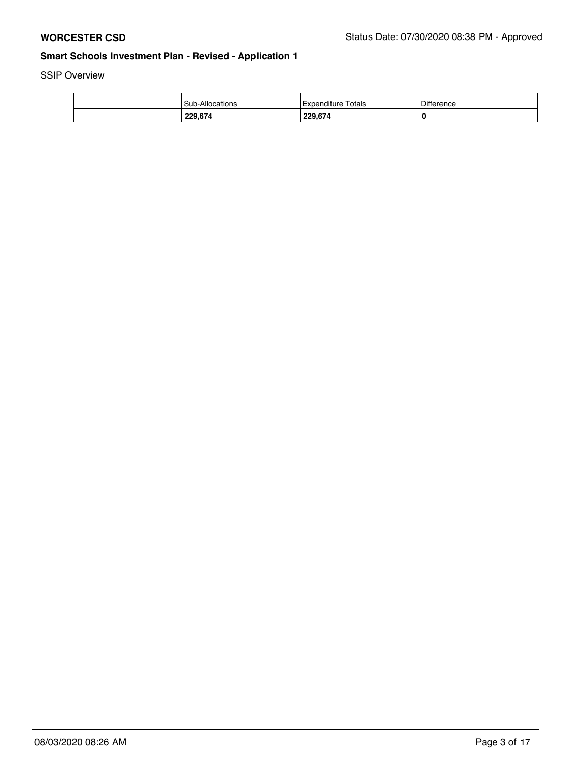SSIP Overview

| | Sub-Allocations | Expenditure Totals | Difference |
|---|---|---|---|
| | **229,674** | **229,674** | **0** |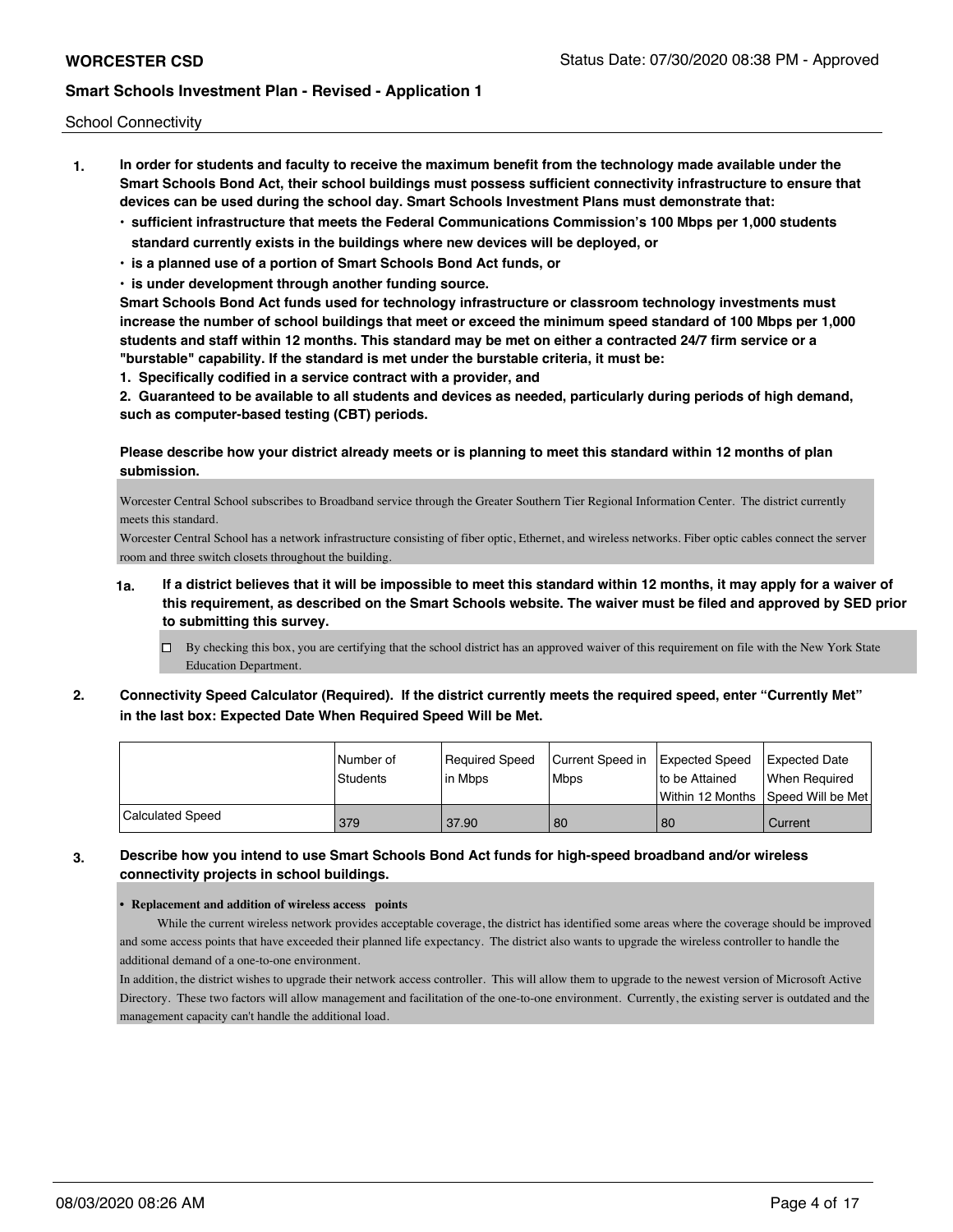School Connectivity

1. **In order for students and faculty to receive the maximum benefit from the technology made available under the Smart Schools Bond Act, their school buildings must possess sufficient connectivity infrastructure to ensure that devices can be used during the school day. Smart Schools Investment Plans must demonstrate that:**
   - **sufficient infrastructure that meets the Federal Communications Commission's 100 Mbps per 1,000 students standard currently exists in the buildings where new devices will be deployed, or**
   - **is a planned use of a portion of Smart Schools Bond Act funds, or**
   - **is under development through another funding source.**

   **Smart Schools Bond Act funds used for technology infrastructure or classroom technology investments must increase the number of school buildings that meet or exceed the minimum speed standard of 100 Mbps per 1,000 students and staff within 12 months. This standard may be met on either a contracted 24/7 firm service or a "burstable" capability. If the standard is met under the burstable criteria, it must be:**

   **1. Specifically codified in a service contract with a provider, and**

   **2. Guaranteed to be available to all students and devices as needed, particularly during periods of high demand, such as computer-based testing (CBT) periods.**

   **Please describe how your district already meets or is planning to meet this standard within 12 months of plan submission.**

   Worcester Central School subscribes to Broadband service through the Greater Southern Tier Regional Information Center. The district currently meets this standard.
   Worcester Central School has a network infrastructure consisting of fiber optic, Ethernet, and wireless networks. Fiber optic cables connect the server room and three switch closets throughout the building.

   **1a. If a district believes that it will be impossible to meet this standard within 12 months, it may apply for a waiver of this requirement, as described on the Smart Schools website. The waiver must be filed and approved by SED prior to submitting this survey.**

   ☐ By checking this box, you are certifying that the school district has an approved waiver of this requirement on file with the New York State Education Department.

2. **Connectivity Speed Calculator (Required). If the district currently meets the required speed, enter "Currently Met" in the last box: Expected Date When Required Speed Will be Met.**

| | Number of Students | Required Speed in Mbps | Current Speed in Mbps | Expected Speed to be Attained Within 12 Months | Expected Date When Required Speed Will be Met |
|---|---|---|---|---|---|
| Calculated Speed | 379 | 37.90 | 80 | 80 | Current |

3. **Describe how you intend to use Smart Schools Bond Act funds for high-speed broadband and/or wireless connectivity projects in school buildings.**

   - **Replacement and addition of wireless access points**

   While the current wireless network provides acceptable coverage, the district has identified some areas where the coverage should be improved and some access points that have exceeded their planned life expectancy. The district also wants to upgrade the wireless controller to handle the additional demand of a one-to-one environment.
   In addition, the district wishes to upgrade their network access controller. This will allow them to upgrade to the newest version of Microsoft Active Directory. These two factors will allow management and facilitation of the one-to-one environment. Currently, the existing server is outdated and the management capacity can't handle the additional load.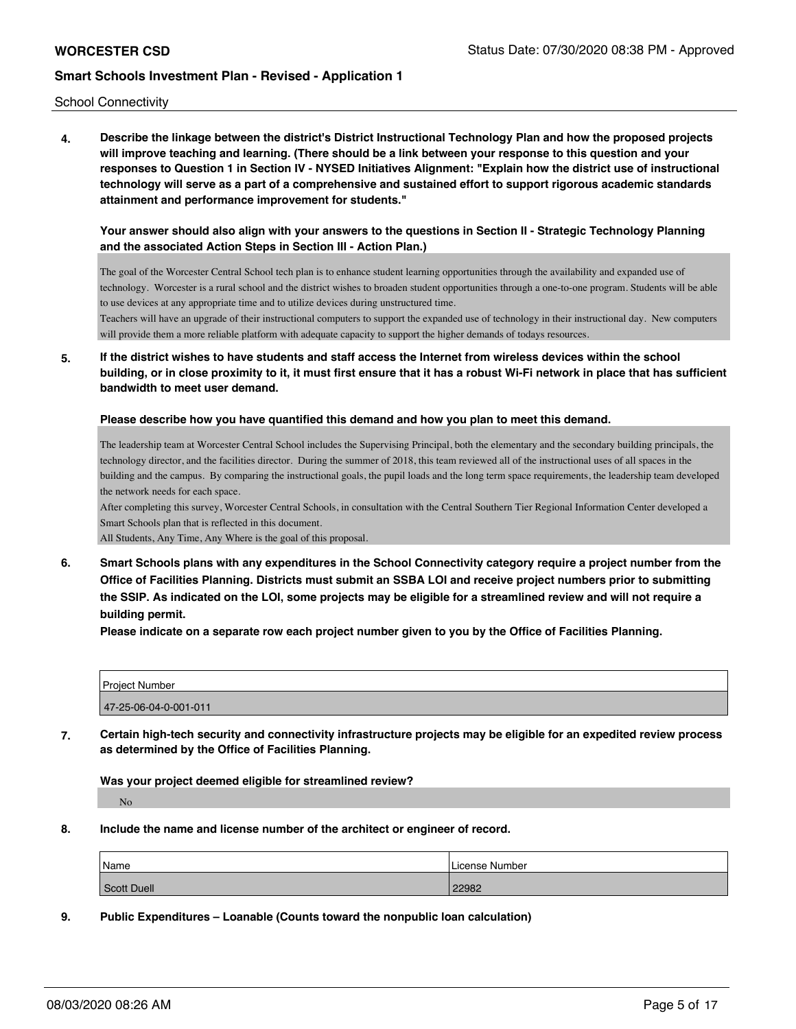School Connectivity

**4. Describe the linkage between the district's District Instructional Technology Plan and how the proposed projects will improve teaching and learning. (There should be a link between your response to this question and your responses to Question 1 in Section IV - NYSED Initiatives Alignment: "Explain how the district use of instructional technology will serve as a part of a comprehensive and sustained effort to support rigorous academic standards attainment and performance improvement for students."**

**Your answer should also align with your answers to the questions in Section II - Strategic Technology Planning and the associated Action Steps in Section III - Action Plan.)**

The goal of the Worcester Central School tech plan is to enhance student learning opportunities through the availability and expanded use of technology. Worcester is a rural school and the district wishes to broaden student opportunities through a one-to-one program. Students will be able to use devices at any appropriate time and to utilize devices during unstructured time.

Teachers will have an upgrade of their instructional computers to support the expanded use of technology in their instructional day. New computers will provide them a more reliable platform with adequate capacity to support the higher demands of todays resources.

**5. If the district wishes to have students and staff access the Internet from wireless devices within the school building, or in close proximity to it, it must first ensure that it has a robust Wi-Fi network in place that has sufficient bandwidth to meet user demand.**

**Please describe how you have quantified this demand and how you plan to meet this demand.**

The leadership team at Worcester Central School includes the Supervising Principal, both the elementary and the secondary building principals, the technology director, and the facilities director. During the summer of 2018, this team reviewed all of the instructional uses of all spaces in the building and the campus. By comparing the instructional goals, the pupil loads and the long term space requirements, the leadership team developed the network needs for each space.

After completing this survey, Worcester Central Schools, in consultation with the Central Southern Tier Regional Information Center developed a Smart Schools plan that is reflected in this document.

All Students, Any Time, Any Where is the goal of this proposal.

**6. Smart Schools plans with any expenditures in the School Connectivity category require a project number from the Office of Facilities Planning. Districts must submit an SSBA LOI and receive project numbers prior to submitting the SSIP. As indicated on the LOI, some projects may be eligible for a streamlined review and will not require a building permit.**

**Please indicate on a separate row each project number given to you by the Office of Facilities Planning.**

| Project Number |
| --- |
| 47-25-06-04-0-001-011 |

**7. Certain high-tech security and connectivity infrastructure projects may be eligible for an expedited review process as determined by the Office of Facilities Planning.**

**Was your project deemed eligible for streamlined review?**

No

**8. Include the name and license number of the architect or engineer of record.**

| Name | License Number |
| --- | --- |
| Scott Duell | 22982 |

**9. Public Expenditures – Loanable (Counts toward the nonpublic loan calculation)**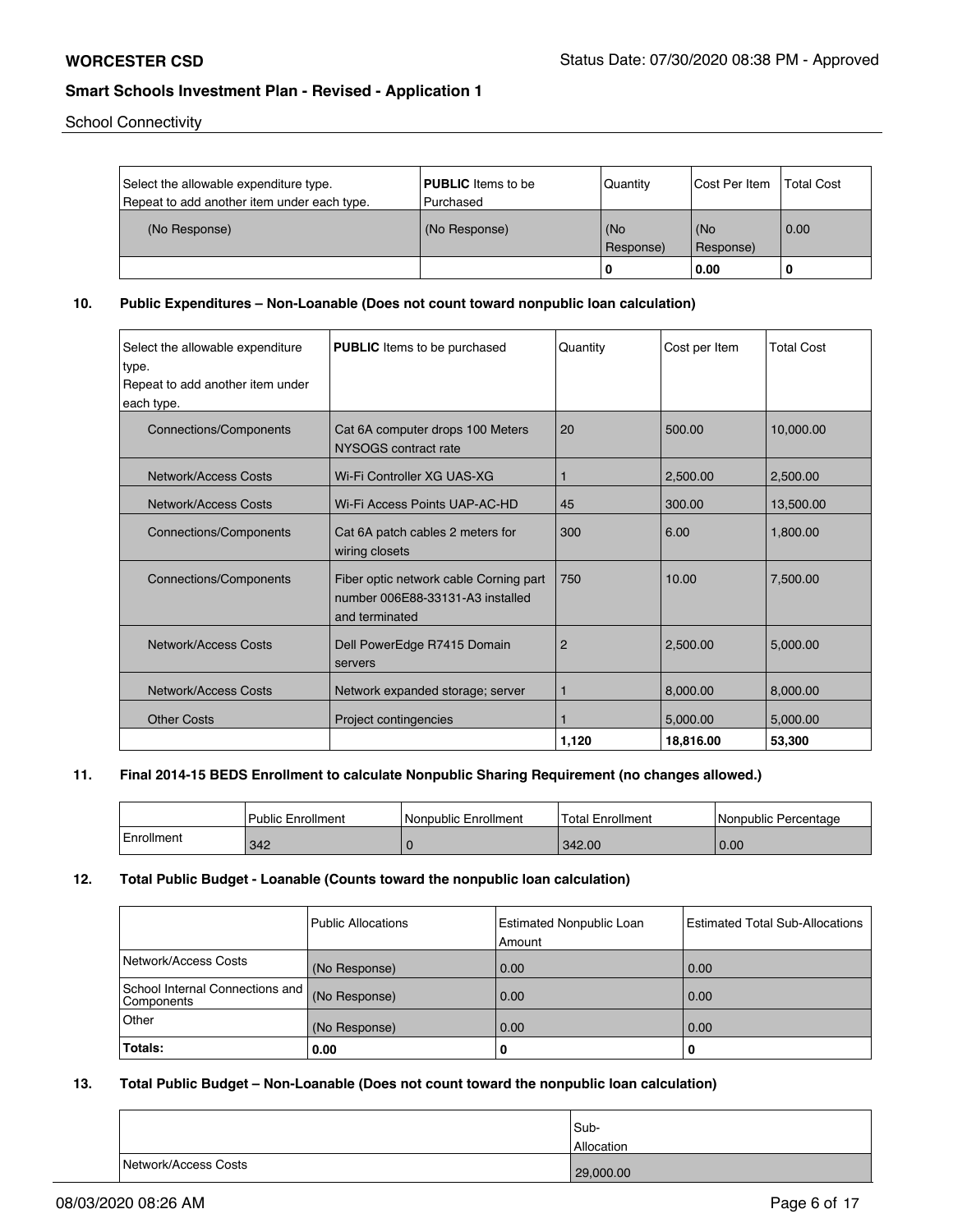School Connectivity

| Select the allowable expenditure type. Repeat to add another item under each type. | **PUBLIC** Items to be Purchased | Quantity | Cost Per Item | Total Cost |
|---|---|---|---|---|
| (No Response) | (No Response) | (No Response) | (No Response) | 0.00 |
| | | **0** | **0.00** | **0** |

**10. Public Expenditures – Non-Loanable (Does not count toward nonpublic loan calculation)**

| Select the allowable expenditure type. Repeat to add another item under each type. | **PUBLIC** Items to be purchased | Quantity | Cost per Item | Total Cost |
|---|---|---|---|---|
| Connections/Components | Cat 6A computer drops 100 Meters NYSOGS contract rate | 20 | 500.00 | 10,000.00 |
| Network/Access Costs | Wi-Fi Controller XG UAS-XG | 1 | 2,500.00 | 2,500.00 |
| Network/Access Costs | Wi-Fi Access Points UAP-AC-HD | 45 | 300.00 | 13,500.00 |
| Connections/Components | Cat 6A patch cables 2 meters for wiring closets | 300 | 6.00 | 1,800.00 |
| Connections/Components | Fiber optic network cable Corning part number 006E88-33131-A3 installed and terminated | 750 | 10.00 | 7,500.00 |
| Network/Access Costs | Dell PowerEdge R7415 Domain servers | 2 | 2,500.00 | 5,000.00 |
| Network/Access Costs | Network expanded storage; server | 1 | 8,000.00 | 8,000.00 |
| Other Costs | Project contingencies | 1 | 5,000.00 | 5,000.00 |
| | | **1,120** | **18,816.00** | **53,300** |

**11. Final 2014-15 BEDS Enrollment to calculate Nonpublic Sharing Requirement (no changes allowed.)**

| | Public Enrollment | Nonpublic Enrollment | Total Enrollment | Nonpublic Percentage |
|---|---|---|---|---|
| Enrollment | 342 | 0 | 342.00 | 0.00 |

**12. Total Public Budget - Loanable (Counts toward the nonpublic loan calculation)**

| | Public Allocations | Estimated Nonpublic Loan Amount | Estimated Total Sub-Allocations |
|---|---|---|---|
| Network/Access Costs | (No Response) | 0.00 | 0.00 |
| School Internal Connections and Components | (No Response) | 0.00 | 0.00 |
| Other | (No Response) | 0.00 | 0.00 |
| **Totals:** | **0.00** | **0** | **0** |

**13. Total Public Budget – Non-Loanable (Does not count toward the nonpublic loan calculation)**

| | Sub-Allocation |
|---|---|
| Network/Access Costs | 29,000.00 |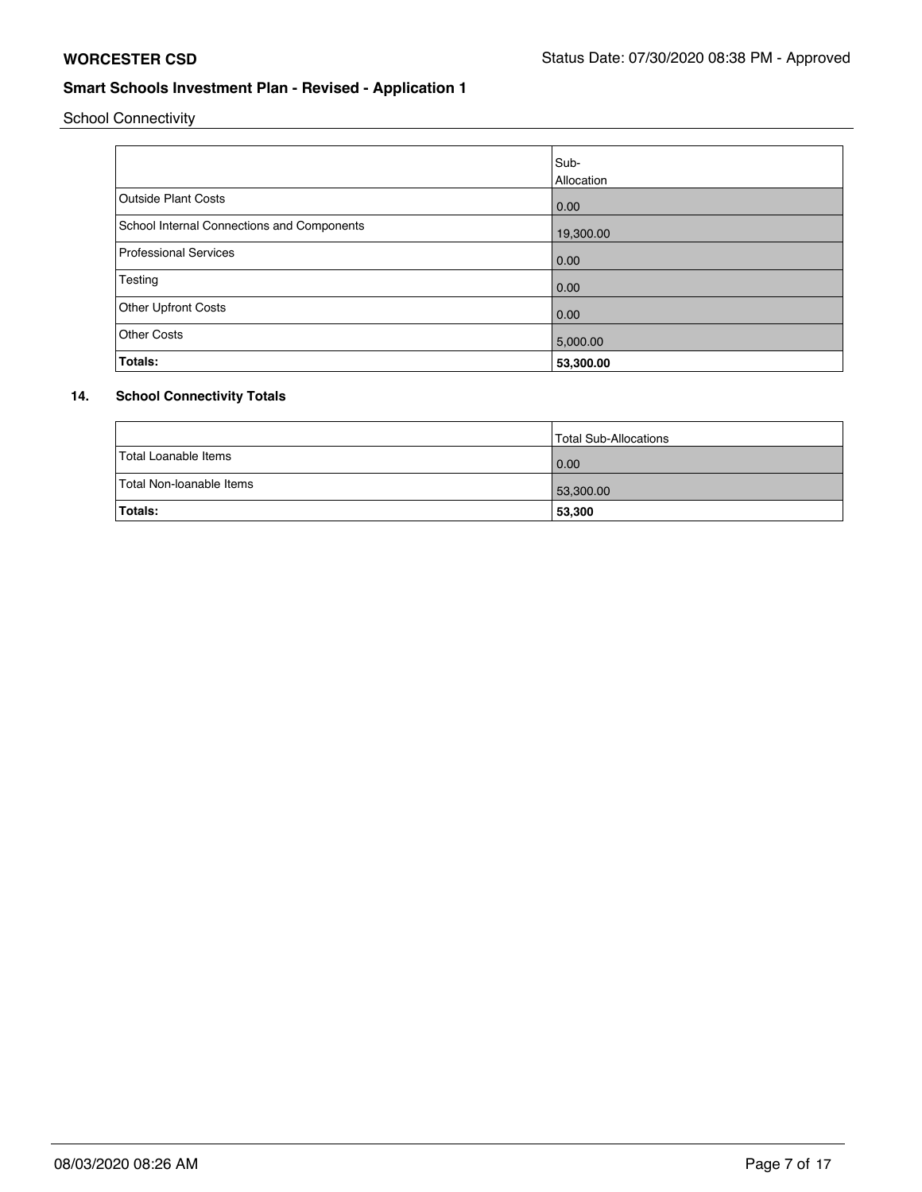School Connectivity

| | Sub-Allocation |
|---|---|
| Outside Plant Costs | 0.00 |
| School Internal Connections and Components | 19,300.00 |
| Professional Services | 0.00 |
| Testing | 0.00 |
| Other Upfront Costs | 0.00 |
| Other Costs | 5,000.00 |
| **Totals:** | **53,300.00** |

### 14. School Connectivity Totals

| | Total Sub-Allocations |
|---|---|
| Total Loanable Items | 0.00 |
| Total Non-loanable Items | 53,300.00 |
| **Totals:** | **53,300** |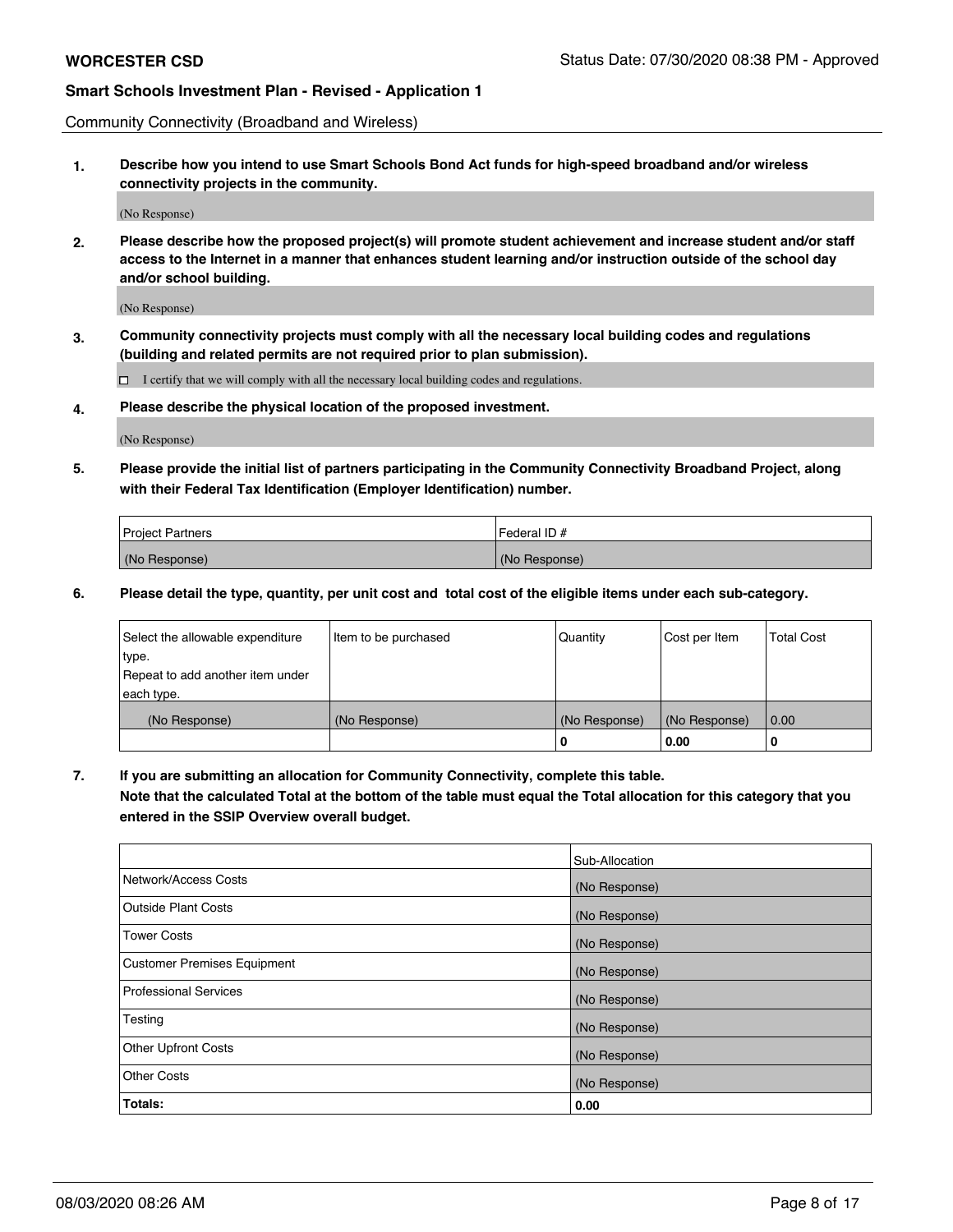Community Connectivity (Broadband and Wireless)

**1. Describe how you intend to use Smart Schools Bond Act funds for high-speed broadband and/or wireless connectivity projects in the community.**

(No Response)

**2. Please describe how the proposed project(s) will promote student achievement and increase student and/or staff access to the Internet in a manner that enhances student learning and/or instruction outside of the school day and/or school building.**

(No Response)

**3. Community connectivity projects must comply with all the necessary local building codes and regulations (building and related permits are not required prior to plan submission).**

☐ I certify that we will comply with all the necessary local building codes and regulations.

**4. Please describe the physical location of the proposed investment.**

(No Response)

**5. Please provide the initial list of partners participating in the Community Connectivity Broadband Project, along with their Federal Tax Identification (Employer Identification) number.**

| Project Partners | Federal ID # |
|---|---|
| (No Response) | (No Response) |

**6. Please detail the type, quantity, per unit cost and total cost of the eligible items under each sub-category.**

| Select the allowable expenditure type. Repeat to add another item under each type. | Item to be purchased | Quantity | Cost per Item | Total Cost |
|---|---|---|---|---|
| (No Response) | (No Response) | (No Response) | (No Response) | 0.00 |
| | | **0** | **0.00** | **0** |

**7. If you are submitting an allocation for Community Connectivity, complete this table. Note that the calculated Total at the bottom of the table must equal the Total allocation for this category that you entered in the SSIP Overview overall budget.**

| | Sub-Allocation |
|---|---|
| Network/Access Costs | (No Response) |
| Outside Plant Costs | (No Response) |
| Tower Costs | (No Response) |
| Customer Premises Equipment | (No Response) |
| Professional Services | (No Response) |
| Testing | (No Response) |
| Other Upfront Costs | (No Response) |
| Other Costs | (No Response) |
| **Totals:** | **0.00** |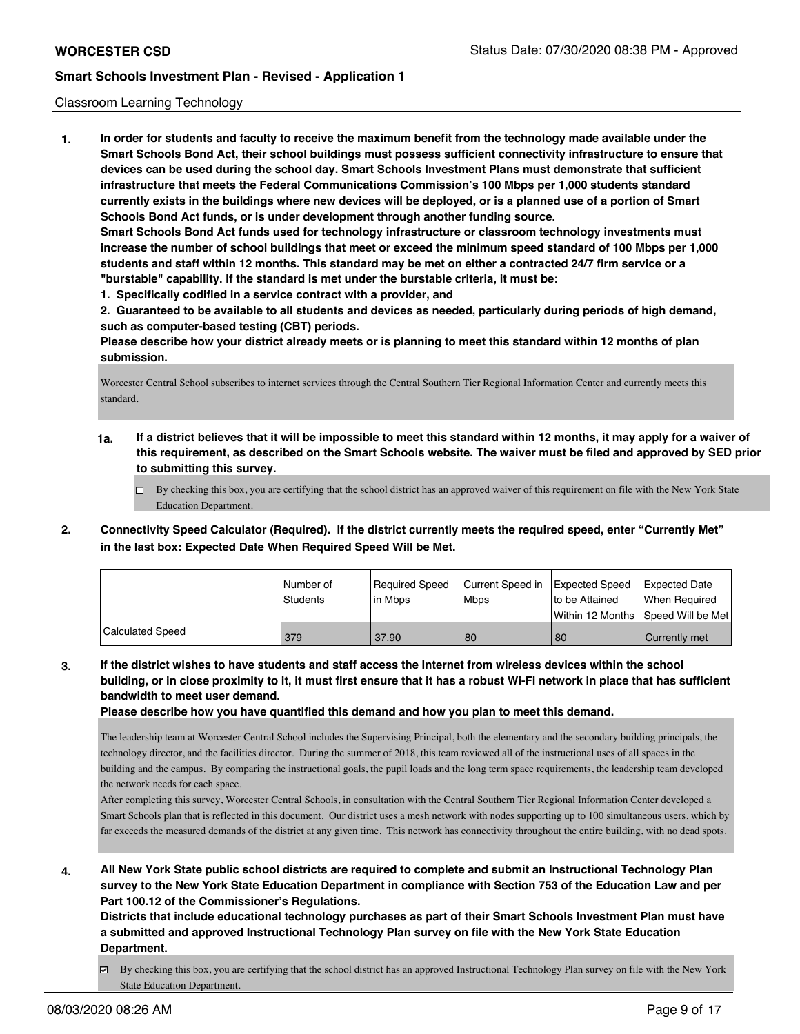Classroom Learning Technology

**1. In order for students and faculty to receive the maximum benefit from the technology made available under the Smart Schools Bond Act, their school buildings must possess sufficient connectivity infrastructure to ensure that devices can be used during the school day. Smart Schools Investment Plans must demonstrate that sufficient infrastructure that meets the Federal Communications Commission's 100 Mbps per 1,000 students standard currently exists in the buildings where new devices will be deployed, or is a planned use of a portion of Smart Schools Bond Act funds, or is under development through another funding source.**

**Smart Schools Bond Act funds used for technology infrastructure or classroom technology investments must increase the number of school buildings that meet or exceed the minimum speed standard of 100 Mbps per 1,000 students and staff within 12 months. This standard may be met on either a contracted 24/7 firm service or a "burstable" capability. If the standard is met under the burstable criteria, it must be:**

**1. Specifically codified in a service contract with a provider, and**

**2. Guaranteed to be available to all students and devices as needed, particularly during periods of high demand, such as computer-based testing (CBT) periods.**

**Please describe how your district already meets or is planning to meet this standard within 12 months of plan submission.**

Worcester Central School subscribes to internet services through the Central Southern Tier Regional Information Center and currently meets this standard.

**1a. If a district believes that it will be impossible to meet this standard within 12 months, it may apply for a waiver of this requirement, as described on the Smart Schools website. The waiver must be filed and approved by SED prior to submitting this survey.**

- ☐ By checking this box, you are certifying that the school district has an approved waiver of this requirement on file with the New York State Education Department.

**2. Connectivity Speed Calculator (Required). If the district currently meets the required speed, enter "Currently Met" in the last box: Expected Date When Required Speed Will be Met.**

| | Number of Students | Required Speed in Mbps | Current Speed in Mbps | Expected Speed to be Attained Within 12 Months | Expected Date When Required Speed Will be Met |
|---|---|---|---|---|---|
| Calculated Speed | 379 | 37.90 | 80 | 80 | Currently met |

**3. If the district wishes to have students and staff access the Internet from wireless devices within the school building, or in close proximity to it, it must first ensure that it has a robust Wi-Fi network in place that has sufficient bandwidth to meet user demand.**

**Please describe how you have quantified this demand and how you plan to meet this demand.**

The leadership team at Worcester Central School includes the Supervising Principal, both the elementary and the secondary building principals, the technology director, and the facilities director. During the summer of 2018, this team reviewed all of the instructional uses of all spaces in the building and the campus. By comparing the instructional goals, the pupil loads and the long term space requirements, the leadership team developed the network needs for each space.

After completing this survey, Worcester Central Schools, in consultation with the Central Southern Tier Regional Information Center developed a Smart Schools plan that is reflected in this document. Our district uses a mesh network with nodes supporting up to 100 simultaneous users, which by far exceeds the measured demands of the district at any given time. This network has connectivity throughout the entire building, with no dead spots.

**4. All New York State public school districts are required to complete and submit an Instructional Technology Plan survey to the New York State Education Department in compliance with Section 753 of the Education Law and per Part 100.12 of the Commissioner's Regulations.**

**Districts that include educational technology purchases as part of their Smart Schools Investment Plan must have a submitted and approved Instructional Technology Plan survey on file with the New York State Education Department.**

- ☑ By checking this box, you are certifying that the school district has an approved Instructional Technology Plan survey on file with the New York State Education Department.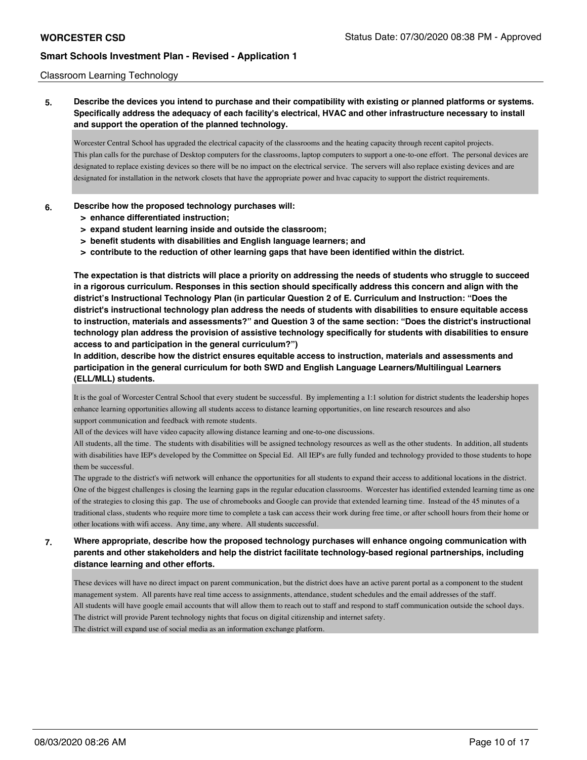## Classroom Learning Technology

**5. Describe the devices you intend to purchase and their compatibility with existing or planned platforms or systems. Specifically address the adequacy of each facility's electrical, HVAC and other infrastructure necessary to install and support the operation of the planned technology.**

Worcester Central School has upgraded the electrical capacity of the classrooms and the heating capacity through recent capitol projects.
This plan calls for the purchase of Desktop computers for the classrooms, laptop computers to support a one-to-one effort. The personal devices are designated to replace existing devices so there will be no impact on the electrical service. The servers will also replace existing devices and are designated for installation in the network closets that have the appropriate power and hvac capacity to support the district requirements.

**6. Describe how the proposed technology purchases will:**
- **> enhance differentiated instruction;**
- **> expand student learning inside and outside the classroom;**
- **> benefit students with disabilities and English language learners; and**
- **> contribute to the reduction of other learning gaps that have been identified within the district.**

**The expectation is that districts will place a priority on addressing the needs of students who struggle to succeed in a rigorous curriculum. Responses in this section should specifically address this concern and align with the district's Instructional Technology Plan (in particular Question 2 of E. Curriculum and Instruction: "Does the district's instructional technology plan address the needs of students with disabilities to ensure equitable access to instruction, materials and assessments?" and Question 3 of the same section: "Does the district's instructional technology plan address the provision of assistive technology specifically for students with disabilities to ensure access to and participation in the general curriculum?")**
**In addition, describe how the district ensures equitable access to instruction, materials and assessments and participation in the general curriculum for both SWD and English Language Learners/Multilingual Learners (ELL/MLL) students.**

It is the goal of Worcester Central School that every student be successful. By implementing a 1:1 solution for district students the leadership hopes enhance learning opportunities allowing all students access to distance learning opportunities, on line research resources and also support communication and feedback with remote students.
All of the devices will have video capacity allowing distance learning and one-to-one discussions.
All students, all the time. The students with disabilities will be assigned technology resources as well as the other students. In addition, all students with disabilities have IEP's developed by the Committee on Special Ed. All IEP's are fully funded and technology provided to those students to hope them be successful.
The upgrade to the district's wifi network will enhance the opportunities for all students to expand their access to additional locations in the district. One of the biggest challenges is closing the learning gaps in the regular education classrooms. Worcester has identified extended learning time as one of the strategies to closing this gap. The use of chromebooks and Google can provide that extended learning time. Instead of the 45 minutes of a traditional class, students who require more time to complete a task can access their work during free time, or after schooll hours from their home or other locations with wifi access. Any time, any where. All students successful.

**7. Where appropriate, describe how the proposed technology purchases will enhance ongoing communication with parents and other stakeholders and help the district facilitate technology-based regional partnerships, including distance learning and other efforts.**

These devices will have no direct impact on parent communication, but the district does have an active parent portal as a component to the student management system. All parents have real time access to assignments, attendance, student schedules and the email addresses of the staff.
All students will have google email accounts that will allow them to reach out to staff and respond to staff communication outside the school days.
The district will provide Parent technology nights that focus on digital citizenship and internet safety.
The district will expand use of social media as an information exchange platform.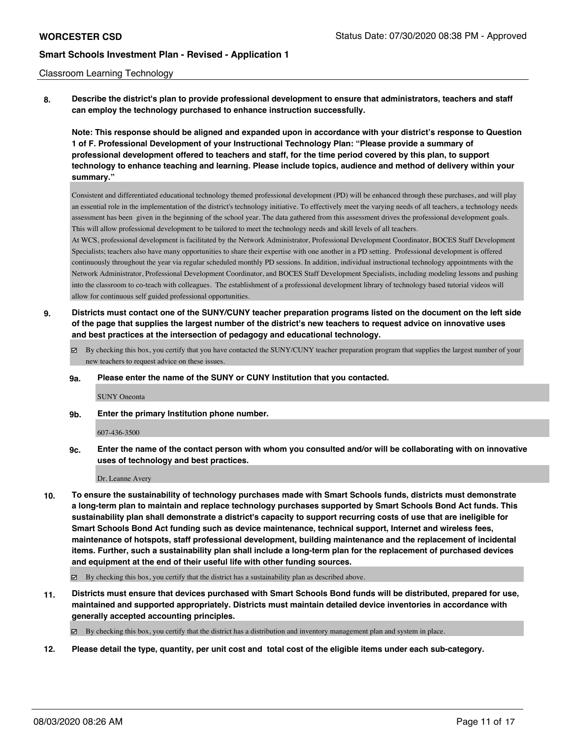Classroom Learning Technology

**8. Describe the district's plan to provide professional development to ensure that administrators, teachers and staff can employ the technology purchased to enhance instruction successfully.**

**Note: This response should be aligned and expanded upon in accordance with your district's response to Question 1 of F. Professional Development of your Instructional Technology Plan: "Please provide a summary of professional development offered to teachers and staff, for the time period covered by this plan, to support technology to enhance teaching and learning. Please include topics, audience and method of delivery within your summary."**

Consistent and differentiated educational technology themed professional development (PD) will be enhanced through these purchases, and will play an essential role in the implementation of the district's technology initiative. To effectively meet the varying needs of all teachers, a technology needs assessment has been given in the beginning of the school year. The data gathered from this assessment drives the professional development goals. This will allow professional development to be tailored to meet the technology needs and skill levels of all teachers.

At WCS, professional development is facilitated by the Network Administrator, Professional Development Coordinator, BOCES Staff Development Specialists; teachers also have many opportunities to share their expertise with one another in a PD setting. Professional development is offered continuously throughout the year via regular scheduled monthly PD sessions. In addition, individual instructional technology appointments with the Network Administrator, Professional Development Coordinator, and BOCES Staff Development Specialists, including modeling lessons and pushing into the classroom to co-teach with colleagues. The establishment of a professional development library of technology based tutorial videos will allow for continuous self guided professional opportunities.

**9. Districts must contact one of the SUNY/CUNY teacher preparation programs listed on the document on the left side of the page that supplies the largest number of the district's new teachers to request advice on innovative uses and best practices at the intersection of pedagogy and educational technology.**

☑ By checking this box, you certify that you have contacted the SUNY/CUNY teacher preparation program that supplies the largest number of your new teachers to request advice on these issues.

**9a. Please enter the name of the SUNY or CUNY Institution that you contacted.**

SUNY Oneonta

**9b. Enter the primary Institution phone number.**

607-436-3500

**9c. Enter the name of the contact person with whom you consulted and/or will be collaborating with on innovative uses of technology and best practices.**

Dr. Leanne Avery

**10. To ensure the sustainability of technology purchases made with Smart Schools funds, districts must demonstrate a long-term plan to maintain and replace technology purchases supported by Smart Schools Bond Act funds. This sustainability plan shall demonstrate a district's capacity to support recurring costs of use that are ineligible for Smart Schools Bond Act funding such as device maintenance, technical support, Internet and wireless fees, maintenance of hotspots, staff professional development, building maintenance and the replacement of incidental items. Further, such a sustainability plan shall include a long-term plan for the replacement of purchased devices and equipment at the end of their useful life with other funding sources.**

☑ By checking this box, you certify that the district has a sustainability plan as described above.

**11. Districts must ensure that devices purchased with Smart Schools Bond funds will be distributed, prepared for use, maintained and supported appropriately. Districts must maintain detailed device inventories in accordance with generally accepted accounting principles.**

☑ By checking this box, you certify that the district has a distribution and inventory management plan and system in place.

**12. Please detail the type, quantity, per unit cost and total cost of the eligible items under each sub-category.**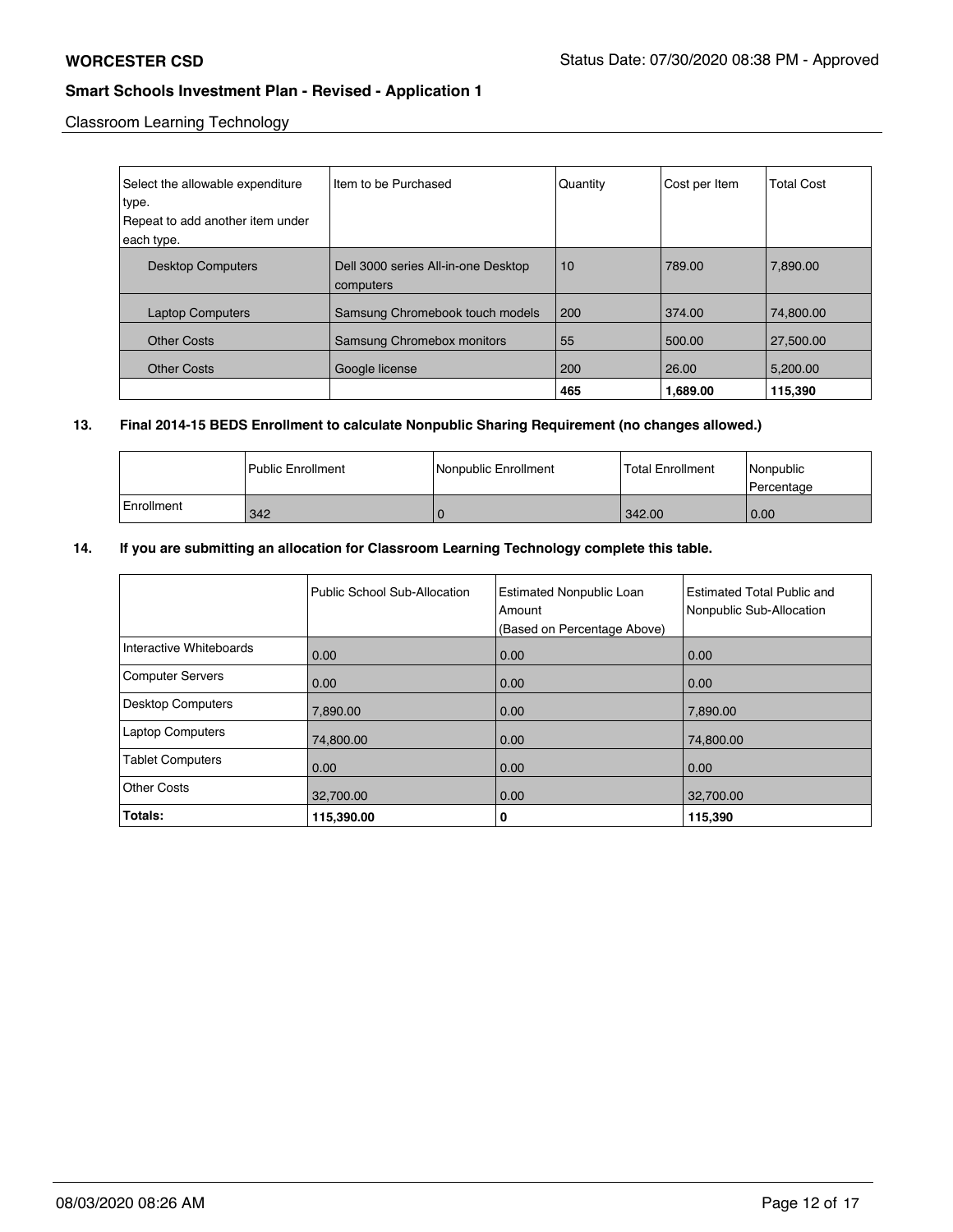Classroom Learning Technology

| Select the allowable expenditure type. Repeat to add another item under each type. | Item to be Purchased | Quantity | Cost per Item | Total Cost |
|---|---|---|---|---|
| Desktop Computers | Dell 3000 series All-in-one Desktop computers | 10 | 789.00 | 7,890.00 |
| Laptop Computers | Samsung Chromebook touch models | 200 | 374.00 | 74,800.00 |
| Other Costs | Samsung Chromebox monitors | 55 | 500.00 | 27,500.00 |
| Other Costs | Google license | 200 | 26.00 | 5,200.00 |
| | | **465** | **1,689.00** | **115,390** |

**13. Final 2014-15 BEDS Enrollment to calculate Nonpublic Sharing Requirement (no changes allowed.)**

| | Public Enrollment | Nonpublic Enrollment | Total Enrollment | Nonpublic Percentage |
|---|---|---|---|---|
| Enrollment | 342 | 0 | 342.00 | 0.00 |

**14. If you are submitting an allocation for Classroom Learning Technology complete this table.**

| | Public School Sub-Allocation | Estimated Nonpublic Loan Amount (Based on Percentage Above) | Estimated Total Public and Nonpublic Sub-Allocation |
|---|---|---|---|
| Interactive Whiteboards | 0.00 | 0.00 | 0.00 |
| Computer Servers | 0.00 | 0.00 | 0.00 |
| Desktop Computers | 7,890.00 | 0.00 | 7,890.00 |
| Laptop Computers | 74,800.00 | 0.00 | 74,800.00 |
| Tablet Computers | 0.00 | 0.00 | 0.00 |
| Other Costs | 32,700.00 | 0.00 | 32,700.00 |
| **Totals:** | **115,390.00** | **0** | **115,390** |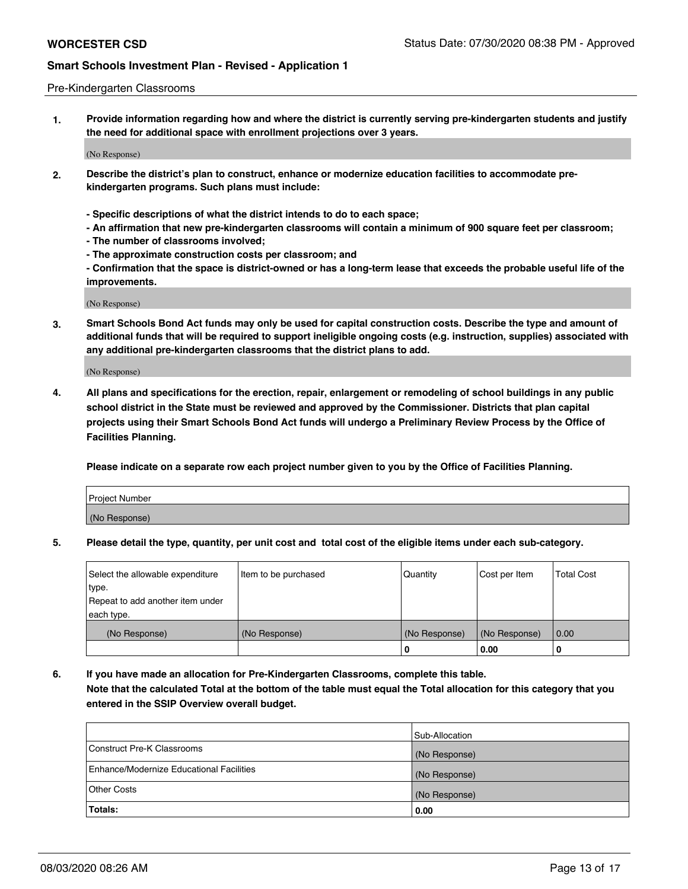Pre-Kindergarten Classrooms

**1. Provide information regarding how and where the district is currently serving pre-kindergarten students and justify the need for additional space with enrollment projections over 3 years.**

(No Response)

**2. Describe the district's plan to construct, enhance or modernize education facilities to accommodate pre-kindergarten programs. Such plans must include:**

**- Specific descriptions of what the district intends to do to each space;**
**- An affirmation that new pre-kindergarten classrooms will contain a minimum of 900 square feet per classroom;**
**- The number of classrooms involved;**
**- The approximate construction costs per classroom; and**
**- Confirmation that the space is district-owned or has a long-term lease that exceeds the probable useful life of the improvements.**

(No Response)

**3. Smart Schools Bond Act funds may only be used for capital construction costs. Describe the type and amount of additional funds that will be required to support ineligible ongoing costs (e.g. instruction, supplies) associated with any additional pre-kindergarten classrooms that the district plans to add.**

(No Response)

**4. All plans and specifications for the erection, repair, enlargement or remodeling of school buildings in any public school district in the State must be reviewed and approved by the Commissioner. Districts that plan capital projects using their Smart Schools Bond Act funds will undergo a Preliminary Review Process by the Office of Facilities Planning.**

**Please indicate on a separate row each project number given to you by the Office of Facilities Planning.**

| Project Number |
|---|
| (No Response) |

**5. Please detail the type, quantity, per unit cost and total cost of the eligible items under each sub-category.**

| Select the allowable expenditure type. Repeat to add another item under each type. | Item to be purchased | Quantity | Cost per Item | Total Cost |
|---|---|---|---|---|
| (No Response) | (No Response) | (No Response) | (No Response) | 0.00 |
| | | 0 | 0.00 | 0 |

**6. If you have made an allocation for Pre-Kindergarten Classrooms, complete this table. Note that the calculated Total at the bottom of the table must equal the Total allocation for this category that you entered in the SSIP Overview overall budget.**

| | Sub-Allocation |
|---|---|
| Construct Pre-K Classrooms | (No Response) |
| Enhance/Modernize Educational Facilities | (No Response) |
| Other Costs | (No Response) |
| **Totals:** | **0.00** |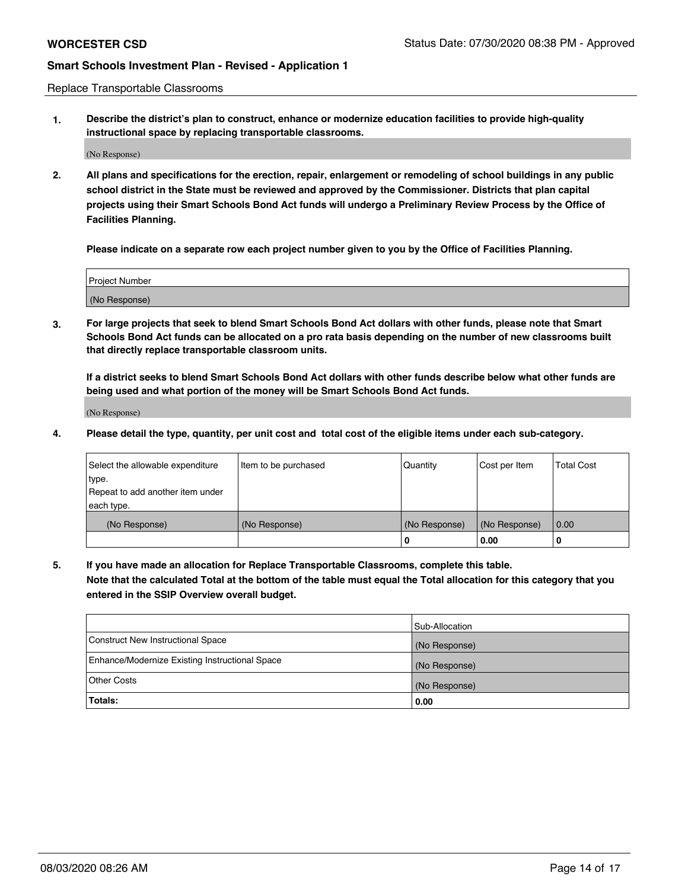Replace Transportable Classrooms

**1. Describe the district's plan to construct, enhance or modernize education facilities to provide high-quality instructional space by replacing transportable classrooms.**

(No Response)

**2. All plans and specifications for the erection, repair, enlargement or remodeling of school buildings in any public school district in the State must be reviewed and approved by the Commissioner. Districts that plan capital projects using their Smart Schools Bond Act funds will undergo a Preliminary Review Process by the Office of Facilities Planning.**

**Please indicate on a separate row each project number given to you by the Office of Facilities Planning.**

| Project Number |
| --- |
| (No Response) |

**3. For large projects that seek to blend Smart Schools Bond Act dollars with other funds, please note that Smart Schools Bond Act funds can be allocated on a pro rata basis depending on the number of new classrooms built that directly replace transportable classroom units.**

**If a district seeks to blend Smart Schools Bond Act dollars with other funds describe below what other funds are being used and what portion of the money will be Smart Schools Bond Act funds.**

(No Response)

**4. Please detail the type, quantity, per unit cost and total cost of the eligible items under each sub-category.**

| Select the allowable expenditure type. Repeat to add another item under each type. | Item to be purchased | Quantity | Cost per Item | Total Cost |
| --- | --- | --- | --- | --- |
| (No Response) | (No Response) | (No Response) | (No Response) | 0.00 |
| | | 0 | 0.00 | 0 |

**5. If you have made an allocation for Replace Transportable Classrooms, complete this table. Note that the calculated Total at the bottom of the table must equal the Total allocation for this category that you entered in the SSIP Overview overall budget.**

| | Sub-Allocation |
| --- | --- |
| Construct New Instructional Space | (No Response) |
| Enhance/Modernize Existing Instructional Space | (No Response) |
| Other Costs | (No Response) |
| **Totals:** | **0.00** |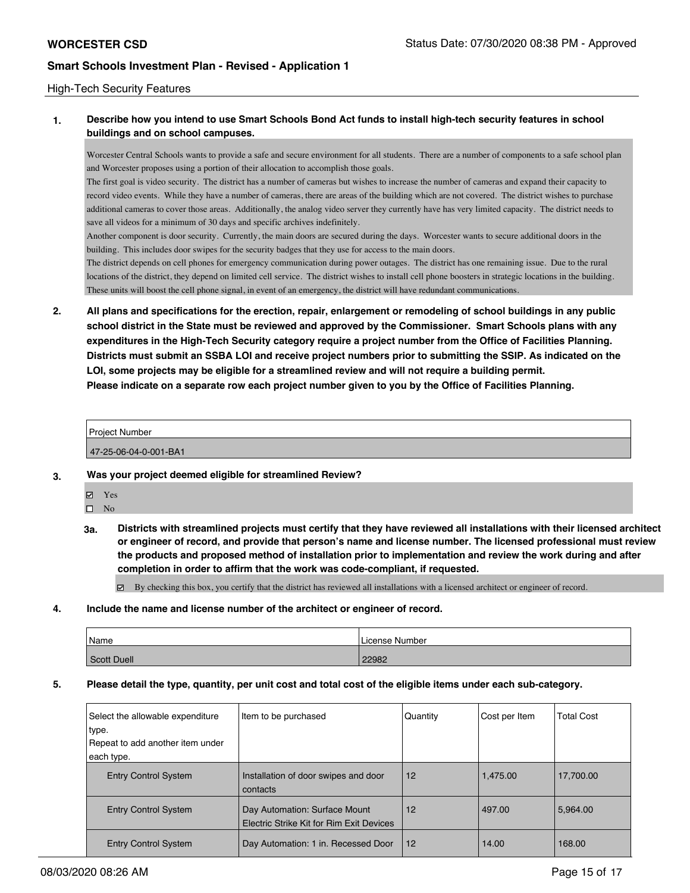High-Tech Security Features

**1. Describe how you intend to use Smart Schools Bond Act funds to install high-tech security features in school buildings and on school campuses.**

Worcester Central Schools wants to provide a safe and secure environment for all students. There are a number of components to a safe school plan and Worcester proposes using a portion of their allocation to accomplish those goals.
The first goal is video security. The district has a number of cameras but wishes to increase the number of cameras and expand their capacity to record video events. While they have a number of cameras, there are areas of the building which are not covered. The district wishes to purchase additional cameras to cover those areas. Additionally, the analog video server they currently have has very limited capacity. The district needs to save all videos for a minimum of 30 days and specific archives indefinitely.
Another component is door security. Currently, the main doors are secured during the days. Worcester wants to secure additional doors in the building. This includes door swipes for the security badges that they use for access to the main doors.
The district depends on cell phones for emergency communication during power outages. The district has one remaining issue. Due to the rural locations of the district, they depend on limited cell service. The district wishes to install cell phone boosters in strategic locations in the building. These units will boost the cell phone signal, in event of an emergency, the district will have redundant communications.

**2. All plans and specifications for the erection, repair, enlargement or remodeling of school buildings in any public school district in the State must be reviewed and approved by the Commissioner. Smart Schools plans with any expenditures in the High-Tech Security category require a project number from the Office of Facilities Planning. Districts must submit an SSBA LOI and receive project numbers prior to submitting the SSIP. As indicated on the LOI, some projects may be eligible for a streamlined review and will not require a building permit.**
**Please indicate on a separate row each project number given to you by the Office of Facilities Planning.**

| Project Number |
| --- |
| 47-25-06-04-0-001-BA1 |

**3. Was your project deemed eligible for streamlined Review?**

- ☑ Yes
- ☐ No

**3a. Districts with streamlined projects must certify that they have reviewed all installations with their licensed architect or engineer of record, and provide that person's name and license number. The licensed professional must review the products and proposed method of installation prior to implementation and review the work during and after completion in order to affirm that the work was code-compliant, if requested.**

☑ By checking this box, you certify that the district has reviewed all installations with a licensed architect or engineer of record.

**4. Include the name and license number of the architect or engineer of record.**

| Name | License Number |
| --- | --- |
| Scott Duell | 22982 |

**5. Please detail the type, quantity, per unit cost and total cost of the eligible items under each sub-category.**

| Select the allowable expenditure type. Repeat to add another item under each type. | Item to be purchased | Quantity | Cost per Item | Total Cost |
| --- | --- | --- | --- | --- |
| Entry Control System | Installation of door swipes and door contacts | 12 | 1,475.00 | 17,700.00 |
| Entry Control System | Day Automation: Surface Mount Electric Strike Kit for Rim Exit Devices | 12 | 497.00 | 5,964.00 |
| Entry Control System | Day Automation: 1 in. Recessed Door | 12 | 14.00 | 168.00 |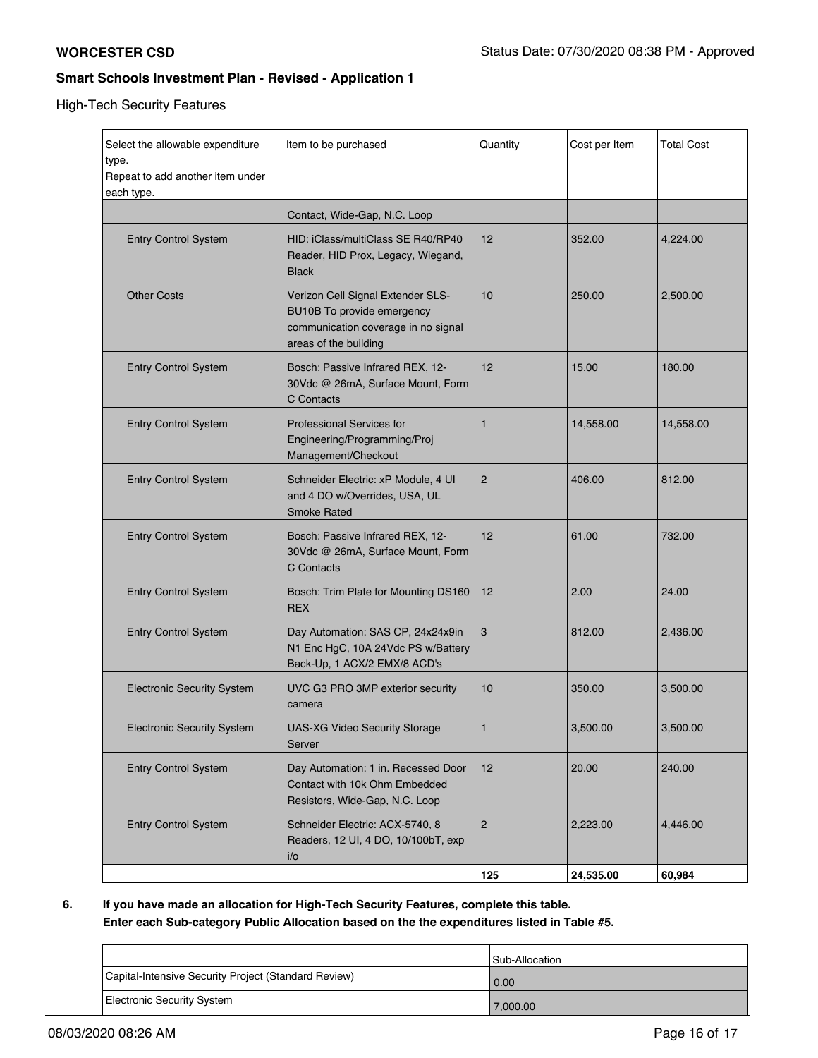High-Tech Security Features

| Select the allowable expenditure type. Repeat to add another item under each type. | Item to be purchased | Quantity | Cost per Item | Total Cost |
|---|---|---|---|---|
| | Contact, Wide-Gap, N.C. Loop | | | |
| Entry Control System | HID: iClass/multiClass SE R40/RP40 Reader, HID Prox, Legacy, Wiegand, Black | 12 | 352.00 | 4,224.00 |
| Other Costs | Verizon Cell Signal Extender SLS-BU10B To provide emergency communication coverage in no signal areas of the building | 10 | 250.00 | 2,500.00 |
| Entry Control System | Bosch: Passive Infrared REX, 12-30Vdc @ 26mA, Surface Mount, Form C Contacts | 12 | 15.00 | 180.00 |
| Entry Control System | Professional Services for Engineering/Programming/Proj Management/Checkout | 1 | 14,558.00 | 14,558.00 |
| Entry Control System | Schneider Electric: xP Module, 4 UI and 4 DO w/Overrides, USA, UL Smoke Rated | 2 | 406.00 | 812.00 |
| Entry Control System | Bosch: Passive Infrared REX, 12-30Vdc @ 26mA, Surface Mount, Form C Contacts | 12 | 61.00 | 732.00 |
| Entry Control System | Bosch: Trim Plate for Mounting DS160 REX | 12 | 2.00 | 24.00 |
| Entry Control System | Day Automation: SAS CP, 24x24x9in N1 Enc HgC, 10A 24Vdc PS w/Battery Back-Up, 1 ACX/2 EMX/8 ACD's | 3 | 812.00 | 2,436.00 |
| Electronic Security System | UVC G3 PRO 3MP exterior security camera | 10 | 350.00 | 3,500.00 |
| Electronic Security System | UAS-XG Video Security Storage Server | 1 | 3,500.00 | 3,500.00 |
| Entry Control System | Day Automation: 1 in. Recessed Door Contact with 10k Ohm Embedded Resistors, Wide-Gap, N.C. Loop | 12 | 20.00 | 240.00 |
| Entry Control System | Schneider Electric: ACX-5740, 8 Readers, 12 UI, 4 DO, 10/100bT, exp i/o | 2 | 2,223.00 | 4,446.00 |
| | | **125** | **24,535.00** | **60,984** |

**6. If you have made an allocation for High-Tech Security Features, complete this table.**
**Enter each Sub-category Public Allocation based on the the expenditures listed in Table #5.**

| | Sub-Allocation |
|---|---|
| Capital-Intensive Security Project (Standard Review) | 0.00 |
| Electronic Security System | 7,000.00 |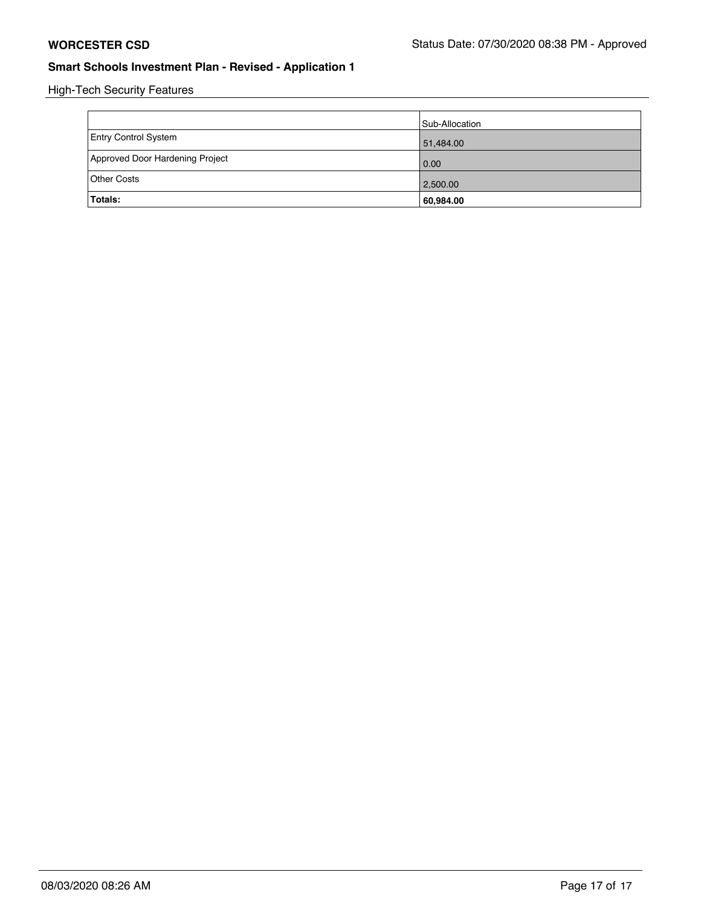High-Tech Security Features

| | Sub-Allocation |
|---|---|
| Entry Control System | 51,484.00 |
| Approved Door Hardening Project | 0.00 |
| Other Costs | 2,500.00 |
| **Totals:** | **60,984.00** |